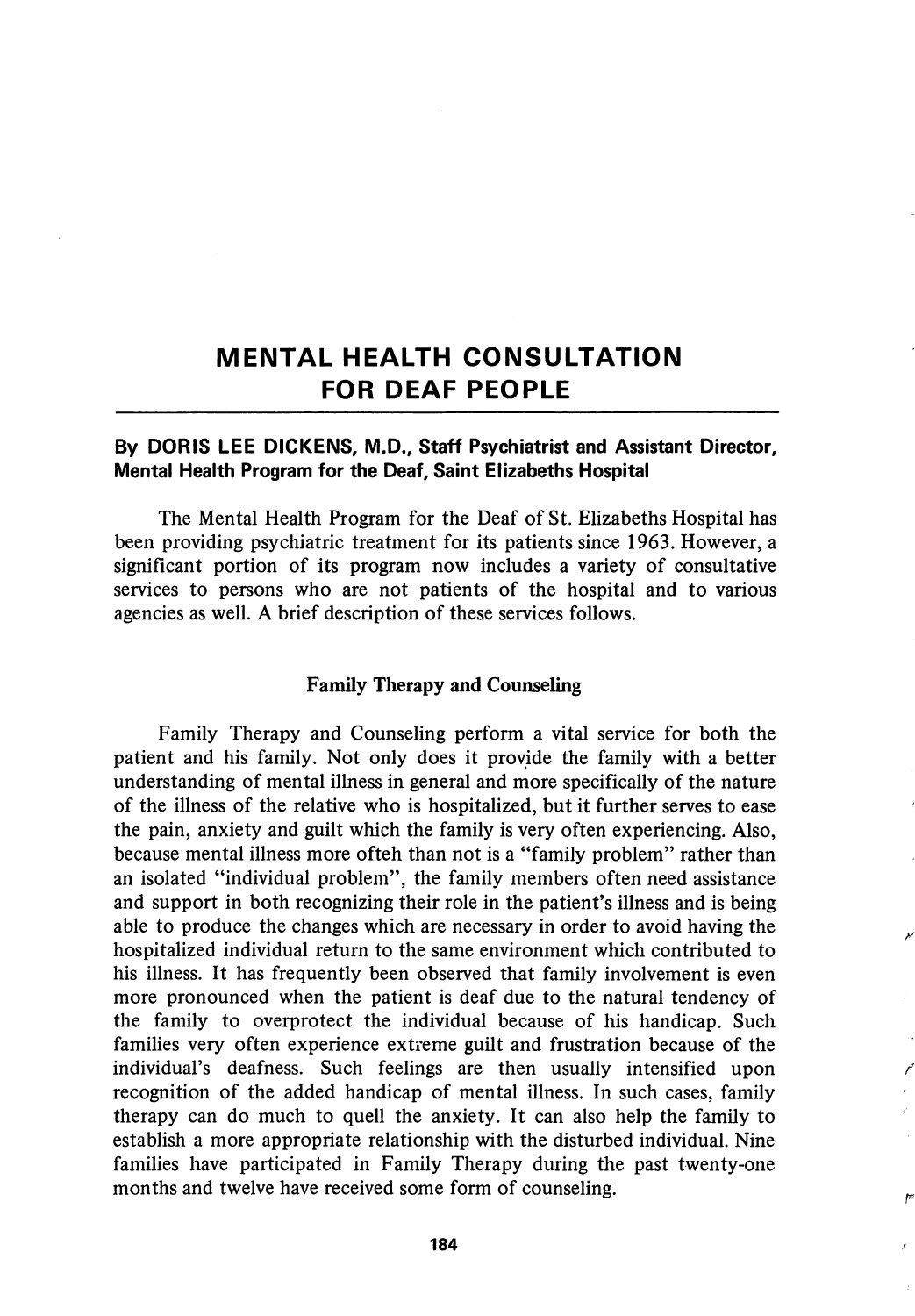# MENTAL HEALTH CONSULTATION FOR DEAF PEOPLE

**By DORIS LEE DICKENS, M.D., Staff Psychiatrist and Assistant Director, Mental Health Program for the Deaf, Saint Elizabeths Hospital**

The Mental Health Program for the Deaf of St. Elizabeths Hospital has been providing psychiatric treatment for its patients since 1963. However, a significant portion of its program now includes a variety of consultative services to persons who are not patients of the hospital and to various agencies as well. A brief description of these services follows.

### Family Therapy and Counseling

Family Therapy and Counseling perform a vital service for both the patient and his family. Not only does it provide the family with a better understanding of mental illness in general and more specifically of the nature of the illness of the relative who is hospitalized, but it further serves to ease the pain, anxiety and guilt which the family is very often experiencing. Also, because mental illness more ofteh than not is a "family problem" rather than an isolated "individual problem", the family members often need assistance and support in both recognizing their role in the patient's illness and is being able to produce the changes which are necessary in order to avoid having the hospitalized individual return to the same environment which contributed to his illness. It has frequently been observed that family involvement is even more pronounced when the patient is deaf due to the natural tendency of the family to overprotect the individual because of his handicap. Such families very often experience extreme guilt and frustration because of the individual's deafness. Such feelings are then usually intensified upon recognition of the added handicap of mental illness. In such cases, family therapy can do much to quell the anxiety. It can also help the family to establish a more appropriate relationship with the disturbed individual. Nine families have participated in Family Therapy during the past twenty-one months and twelve have received some form of counseling.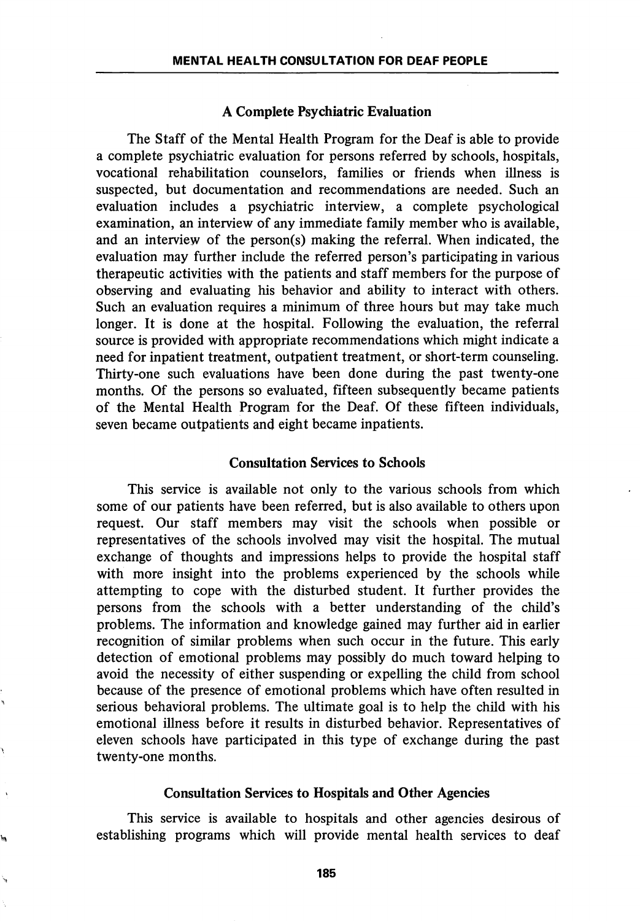### A Complete Psychiatric Evaluation

The Staff of the Mental Health Program for the Deaf is able to provide a complete psychiatric evaluation for persons referred by schools, hospitals, vocational rehabilitation counselors, families or friends when illness is suspected, but documentation and recommendations are needed. Such an evaluation includes a psychiatric interview, a complete psychological examination, an interview of any immediate family member who is available, and an interview of the person(s) making the referral. When indicated, the evaluation may further include the referred person's participating in various therapeutic activities with the patients and staff members for the purpose of observing and evaluating his behavior and ability to interact with others. Such an evaluation requires a minimum of three hours but may take much longer. It is done at the hospital. Following the evaluation, the referral source is provided with appropriate recommendations which might indicate a need for inpatient treatment, outpatient treatment, or short-term counseling. Thirty-one such evaluations have been done during the past twenty-one months. Of the persons so evaluated, fifteen subsequently became patients of the Mental Health Program for the Deaf. Of these fifteen individuals, seven became outpatients and eight became inpatients.

### Consultation Services to Schools

This service is available not only to the various schools from which some of our patients have been referred, but is also available to others upon request. Our staff members may visit the schools when possible or representatives of the schools involved may visit the hospital. The mutual exchange of thoughts and impressions helps to provide the hospital staff with more insight into the problems experienced by the schools while attempting to cope with the disturbed student. It further provides the persons from the schools with a better understanding of the child's problems. The information and knowledge gained may further aid in earlier recognition of similar problems when such occur in the future. This early detection of emotional problems may possibly do much toward helping to avoid the necessity of either suspending or expelling the child from school because of the presence of emotional problems which have often resulted in serious behavioral problems. The ultimate goal is to help the child with his emotional illness before it results in disturbed behavior. Representatives of eleven schools have participated in this type of exchange during the past twenty-one months.

### Consultation Services to Hospitals and Other Agencies

This service is available to hospitals and other agencies desirous of establishing programs which will provide mental health services to deaf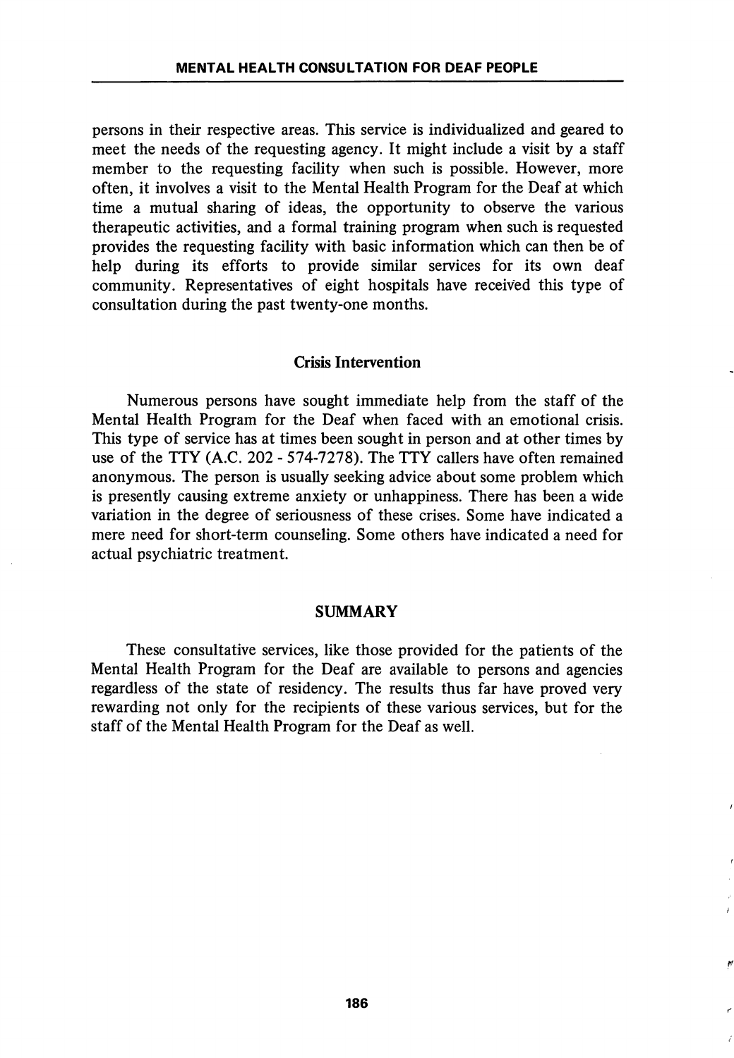persons in their respective areas. This service is individualized and geared to meet the needs of the requesting agency. It might include a visit by a staff member to the requesting facility when such is possible. However, more often, it involves a visit to the Mental Health Program for the Deaf at which time a mutual sharing of ideas, the opportunity to observe the various therapeutic activities, and a formal training program when such is requested provides the requesting facility with basic information which can then be of help during its efforts to provide similar services for its own deaf community. Representatives of eight hospitals have received this type of consultation during the past twenty-one months.

### Crisis Intervention

Numerous persons have sought immediate help from the staff of the Mental Health Program for the Deaf when faced with an emotional crisis. This type of service has at times been sought in person and at other times by use of the TTY (A.C. 202 - 574-7278). The TTY callers have often remained anonymous. The person is usually seeking advice about some problem which is presently causing extreme anxiety or unhappiness. There has been a wide variation in the degree of seriousness of these crises. Some have indicated a mere need for short-term counseling. Some others have indicated a need for actual psychiatric treatment.

## SUMMARY

These consultative services, like those provided for the patients of the Mental Health Program for the Deaf are available to persons and agencies regardless of the state of residency. The results thus far have proved very rewarding not only for the recipients of these various services, but for the staff of the Mental Health Program for the Deaf as well.